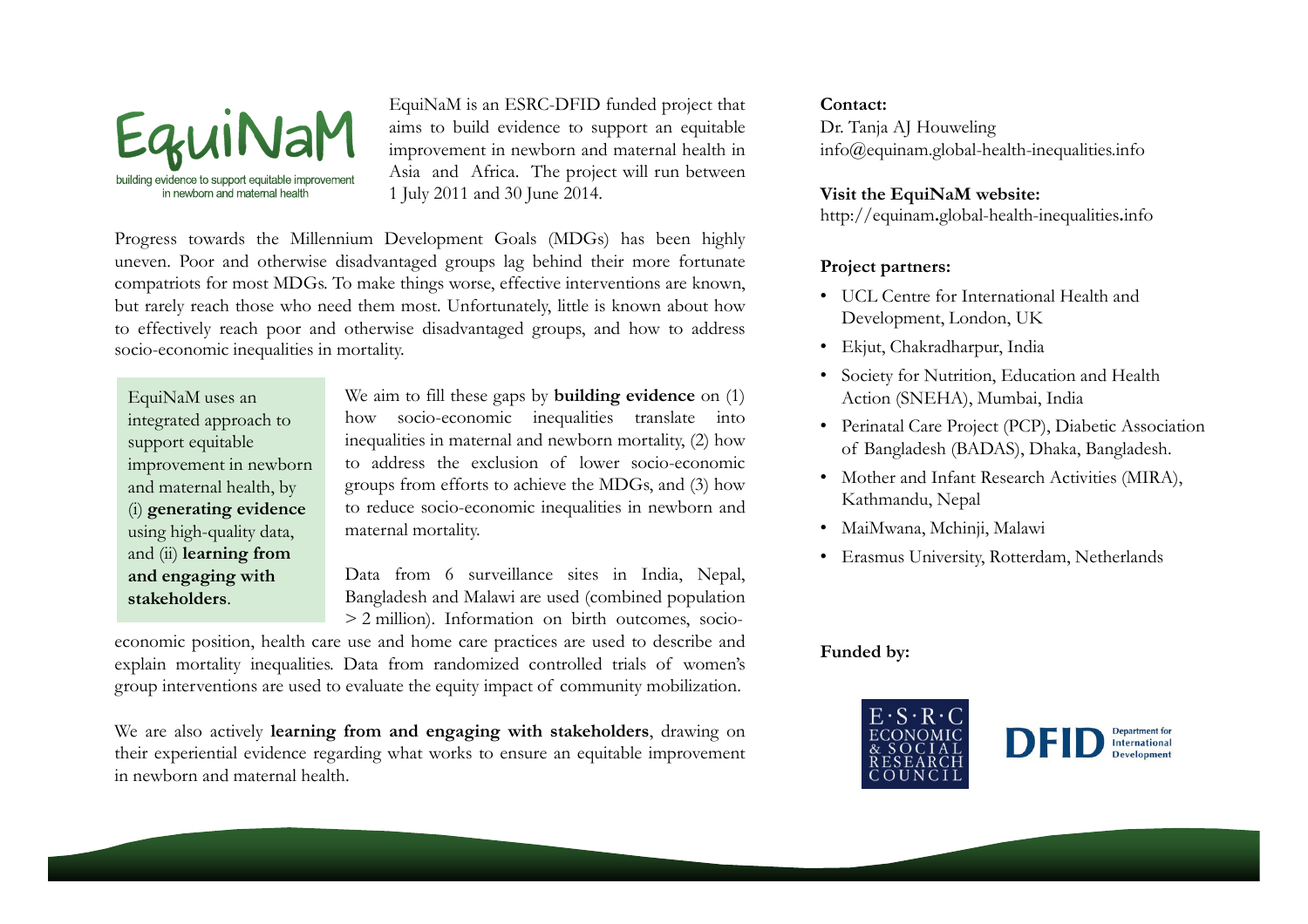# EquiNaM

building evidence to support equitable improvement in newborn and maternal health

EquiNaM is an ESRC-DFID funded project that aims to build evidence to support an equitable improvement in newborn and maternal health in Asia and Africa. The project will run between 1 July 2011 and 30 June 2014.

Progress towards the Millennium Development Goals (MDGs) has been highly uneven. Poor and otherwise disadvantaged groups lag behind their more fortunate compatriots for most MDGs. To make things worse, effective interventions are known, but rarely reach those who need them most. Unfortunately, little is known about how to effectively reach poor and otherwise disadvantaged groups, and how to address socio-economic inequalities in mortality.

EquiNaM uses an integrated approach to support equitable improvement in newborn and maternal health, by (i) **generating evidence** using high-quality data, and (ii) **learning from and engaging with stakeholders**.

We aim to fill these gaps by **building evidence** on (1) how socio-economic inequalities translate into inequalities in maternal and newborn mortality, (2) how to address the exclusion of lower socio-economic groups from efforts to achieve the MDGs, and (3) how to reduce socio-economic inequalities in newborn and maternal mortality.

Data from 6 surveillance sites in India, Nepal, Bangladesh and Malawi are used (combined population > 2 million). Information on birth outcomes, socio-economic position, health care use and home care practices are used to describe and explain mortality inequalities. Data from randomized controlled trials of women's group interventions are used to evaluate the equity impact of community mobilization.

We are also actively **learning from and engaging with stakeholders**, drawing on their experiential evidence regarding what works to ensure an equitable improvement in newborn and maternal health.

**Contact:**
Dr. Tanja AJ Houweling
info@equinam.global-health-inequalities.info

**Visit the EquiNaM website:**
http://equinam.global-health-inequalities.info

**Project partners:**

- UCL Centre for International Health and Development, London, UK
- Ekjut, Chakradharpur, India
- Society for Nutrition, Education and Health Action (SNEHA), Mumbai, India
- Perinatal Care Project (PCP), Diabetic Association of Bangladesh (BADAS), Dhaka, Bangladesh.
- Mother and Infant Research Activities (MIRA), Kathmandu, Nepal
- MaiMwana, Mchinji, Malawi
- Erasmus University, Rotterdam, Netherlands

**Funded by:**

E·S·R·C ECONOMIC & SOCIAL RESEARCH COUNCIL

DFID Department for International Development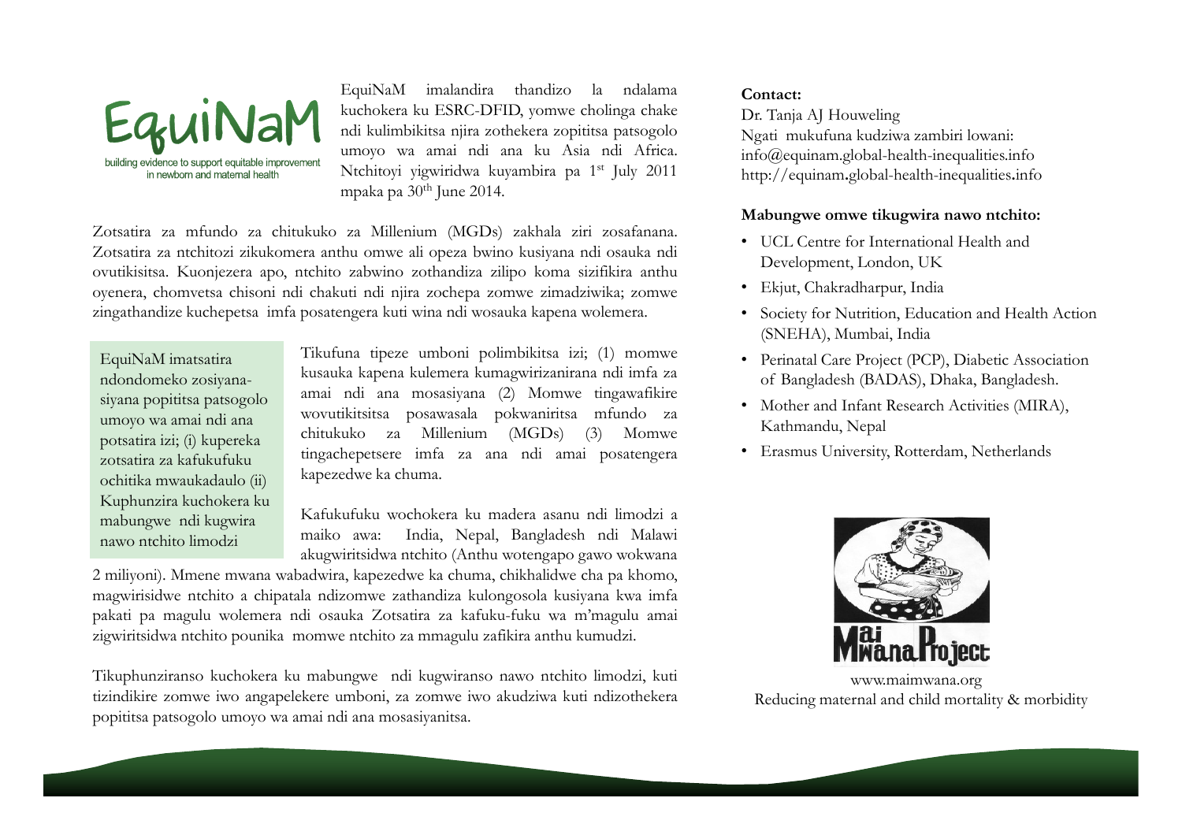EquiNaM

building evidence to support equitable improvement in newborn and maternal health

EquiNaM imalandira thandizo la ndalama kuchokera ku ESRC-DFID, yomwe cholinga chake ndi kulimbikitsa njira zothekera zopititsa patsogolo umoyo wa amai ndi ana ku Asia ndi Africa. Ntchitoyi yigwiridwa kuyambira pa 1st July 2011 mpaka pa 30th June 2014.

Zotsatira za mfundo za chitukuko za Millenium (MGDs) zakhala ziri zosafanana. Zotsatira za ntchitozi zikukomera anthu omwe ali opeza bwino kusiyana ndi osauka ndi ovutikisitsa. Kuonjezera apo, ntchito zabwino zothandiza zilipo koma sizifikira anthu oyenera, chomvetsa chisoni ndi chakuti ndi njira zochepa zomwe zimadziwika; zomwe zingathandize kuchepetsa imfa posatengera kuti wina ndi wosauka kapena wolemera.

EquiNaM imatsatira ndondomeko zosiyana-siyana popititsa patsogolo umoyo wa amai ndi ana potsatira izi; (i) kupereka zotsatira za kafukufuku ochitika mwaukadaulo (ii) Kuphunzira kuchokera ku mabungwe ndi kugwira nawo ntchito limodzi

Tikufuna tipeze umboni polimbikitsa izi; (1) momwe kusauka kapena kulemera kumagwirizanirana ndi imfa za amai ndi ana mosasiyana (2) Momwe tingawafikire wovutikitsitsa posawasala pokwaniritsa mfundo za chitukuko za Millenium (MGDs) (3) Momwe tingachepetsere imfa za ana ndi amai posatengera kapezedwe ka chuma.

Kafukufuku wochokera ku madera asanu ndi limodzi a maiko awa: India, Nepal, Bangladesh ndi Malawi akugwiritsidwa ntchito (Anthu wotengapo gawo wokwana 2 miliyoni). Mmene mwana wabadwira, kapezedwe ka chuma, chikhalidwe cha pa khomo, magwirisidwe ntchito a chipatala ndizomwe zathandiza kulongosola kusiyana kwa imfa pakati pa magulu wolemera ndi osauka Zotsatira za kafuku-fuku wa m'magulu amai zigwiritsidwa ntchito pounika momwe ntchito za mmagulu zafikira anthu kumudzi.

Tikuphunziranso kuchokera ku mabungwe ndi kugwiranso nawo ntchito limodzi, kuti tizindikire zomwe iwo angapelekere umboni, za zomwe iwo akudziwa kuti ndizothekera popititsa patsogolo umoyo wa amai ndi ana mosasiyanitsa.

**Contact:**
Dr. Tanja AJ Houweling
Ngati mukufuna kudziwa zambiri lowani:
info@equinam.global-health-inequalities.info
http://equinam.global-health-inequalities.info

**Mabungwe omwe tikugwira nawo ntchito:**

- UCL Centre for International Health and Development, London, UK
- Ekjut, Chakradharpur, India
- Society for Nutrition, Education and Health Action (SNEHA), Mumbai, India
- Perinatal Care Project (PCP), Diabetic Association of Bangladesh (BADAS), Dhaka, Bangladesh.
- Mother and Infant Research Activities (MIRA), Kathmandu, Nepal
- Erasmus University, Rotterdam, Netherlands

Mai Mwana Project

www.maimwana.org
Reducing maternal and child mortality & morbidity